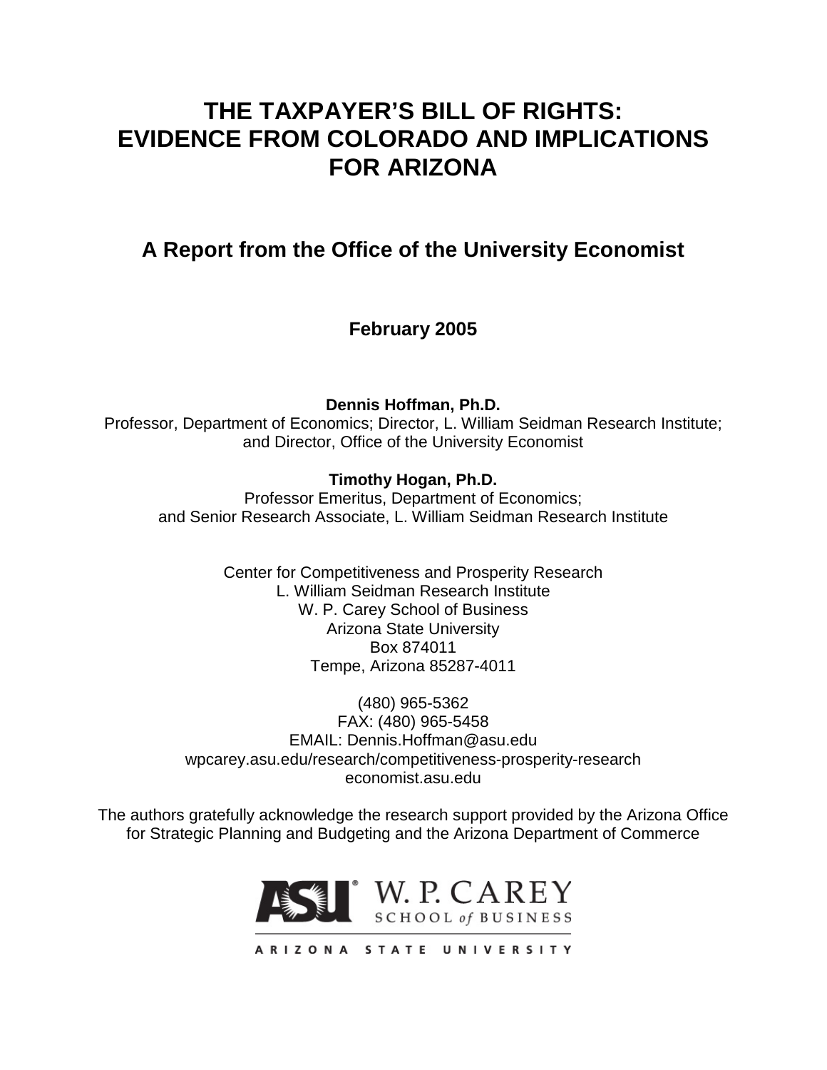# THE TAXPAYER'S BILL OF RIGHTS: EVIDENCE FROM COLORADO AND IMPLICATIONS FOR ARIZONA

## A Report from the Office of the University Economist

**February 2005**

**Dennis Hoffman, Ph.D.**
Professor, Department of Economics; Director, L. William Seidman Research Institute; and Director, Office of the University Economist

**Timothy Hogan, Ph.D.**
Professor Emeritus, Department of Economics; and Senior Research Associate, L. William Seidman Research Institute

Center for Competitiveness and Prosperity Research
L. William Seidman Research Institute
W. P. Carey School of Business
Arizona State University
Box 874011
Tempe, Arizona 85287-4011

(480) 965-5362
FAX: (480) 965-5458
EMAIL: Dennis.Hoffman@asu.edu
wpcarey.asu.edu/research/competitiveness-prosperity-research
economist.asu.edu

The authors gratefully acknowledge the research support provided by the Arizona Office for Strategic Planning and Budgeting and the Arizona Department of Commerce

ASU W. P. CAREY SCHOOL of BUSINESS
ARIZONA STATE UNIVERSITY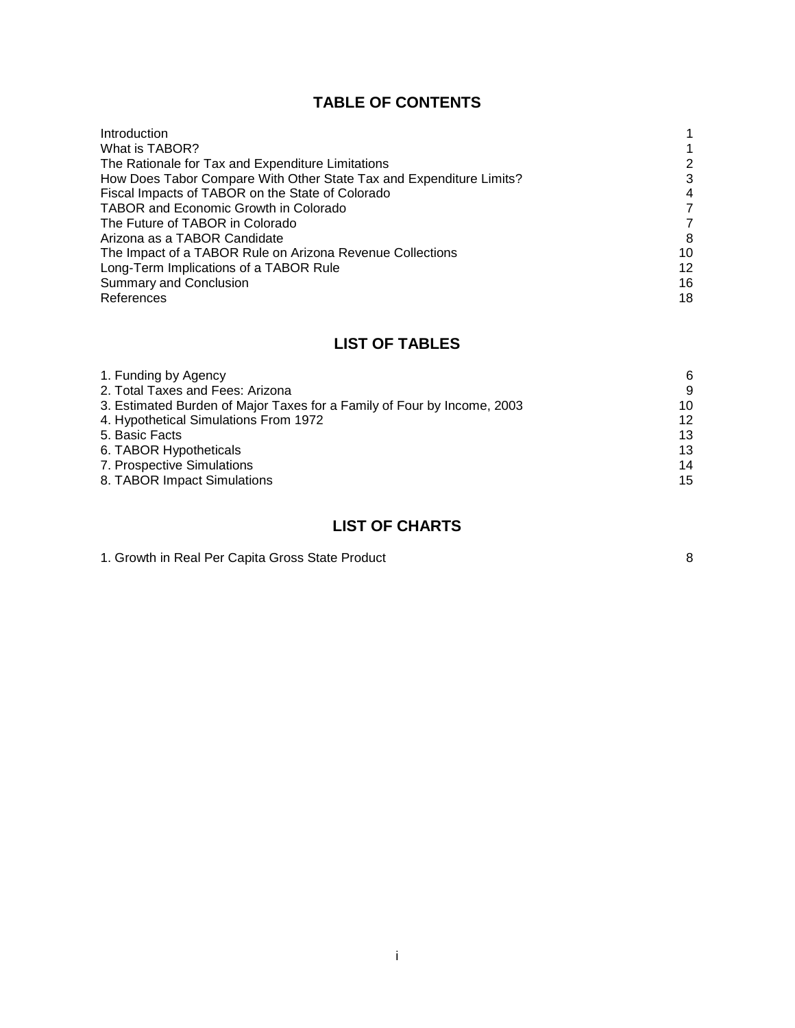## TABLE OF CONTENTS

| | |
|---|---|
| Introduction | 1 |
| What is TABOR? | 1 |
| The Rationale for Tax and Expenditure Limitations | 2 |
| How Does Tabor Compare With Other State Tax and Expenditure Limits? | 3 |
| Fiscal Impacts of TABOR on the State of Colorado | 4 |
| TABOR and Economic Growth in Colorado | 7 |
| The Future of TABOR in Colorado | 7 |
| Arizona as a TABOR Candidate | 8 |
| The Impact of a TABOR Rule on Arizona Revenue Collections | 10 |
| Long-Term Implications of a TABOR Rule | 12 |
| Summary and Conclusion | 16 |
| References | 18 |

## LIST OF TABLES

| | |
|---|---|
| 1. Funding by Agency | 6 |
| 2. Total Taxes and Fees: Arizona | 9 |
| 3. Estimated Burden of Major Taxes for a Family of Four by Income, 2003 | 10 |
| 4. Hypothetical Simulations From 1972 | 12 |
| 5. Basic Facts | 13 |
| 6. TABOR Hypotheticals | 13 |
| 7. Prospective Simulations | 14 |
| 8. TABOR Impact Simulations | 15 |

## LIST OF CHARTS

| | |
|---|---|
| 1. Growth in Real Per Capita Gross State Product | 8 |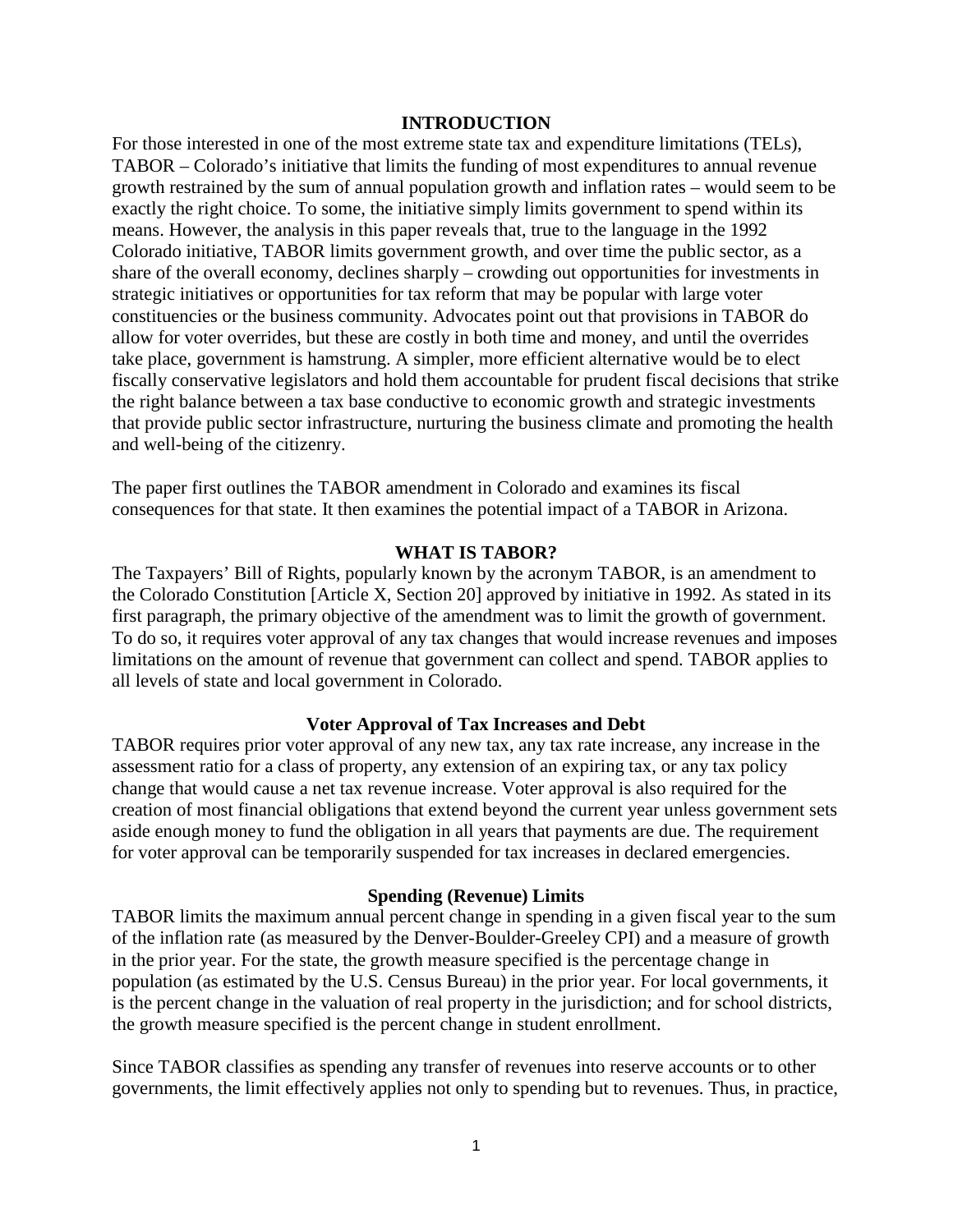## INTRODUCTION

For those interested in one of the most extreme state tax and expenditure limitations (TELs), TABOR – Colorado's initiative that limits the funding of most expenditures to annual revenue growth restrained by the sum of annual population growth and inflation rates – would seem to be exactly the right choice. To some, the initiative simply limits government to spend within its means. However, the analysis in this paper reveals that, true to the language in the 1992 Colorado initiative, TABOR limits government growth, and over time the public sector, as a share of the overall economy, declines sharply – crowding out opportunities for investments in strategic initiatives or opportunities for tax reform that may be popular with large voter constituencies or the business community. Advocates point out that provisions in TABOR do allow for voter overrides, but these are costly in both time and money, and until the overrides take place, government is hamstrung. A simpler, more efficient alternative would be to elect fiscally conservative legislators and hold them accountable for prudent fiscal decisions that strike the right balance between a tax base conductive to economic growth and strategic investments that provide public sector infrastructure, nurturing the business climate and promoting the health and well-being of the citizenry.

The paper first outlines the TABOR amendment in Colorado and examines its fiscal consequences for that state. It then examines the potential impact of a TABOR in Arizona.

## WHAT IS TABOR?

The Taxpayers' Bill of Rights, popularly known by the acronym TABOR, is an amendment to the Colorado Constitution [Article X, Section 20] approved by initiative in 1992. As stated in its first paragraph, the primary objective of the amendment was to limit the growth of government. To do so, it requires voter approval of any tax changes that would increase revenues and imposes limitations on the amount of revenue that government can collect and spend. TABOR applies to all levels of state and local government in Colorado.

### Voter Approval of Tax Increases and Debt

TABOR requires prior voter approval of any new tax, any tax rate increase, any increase in the assessment ratio for a class of property, any extension of an expiring tax, or any tax policy change that would cause a net tax revenue increase. Voter approval is also required for the creation of most financial obligations that extend beyond the current year unless government sets aside enough money to fund the obligation in all years that payments are due. The requirement for voter approval can be temporarily suspended for tax increases in declared emergencies.

### Spending (Revenue) Limits

TABOR limits the maximum annual percent change in spending in a given fiscal year to the sum of the inflation rate (as measured by the Denver-Boulder-Greeley CPI) and a measure of growth in the prior year. For the state, the growth measure specified is the percentage change in population (as estimated by the U.S. Census Bureau) in the prior year. For local governments, it is the percent change in the valuation of real property in the jurisdiction; and for school districts, the growth measure specified is the percent change in student enrollment.

Since TABOR classifies as spending any transfer of revenues into reserve accounts or to other governments, the limit effectively applies not only to spending but to revenues. Thus, in practice,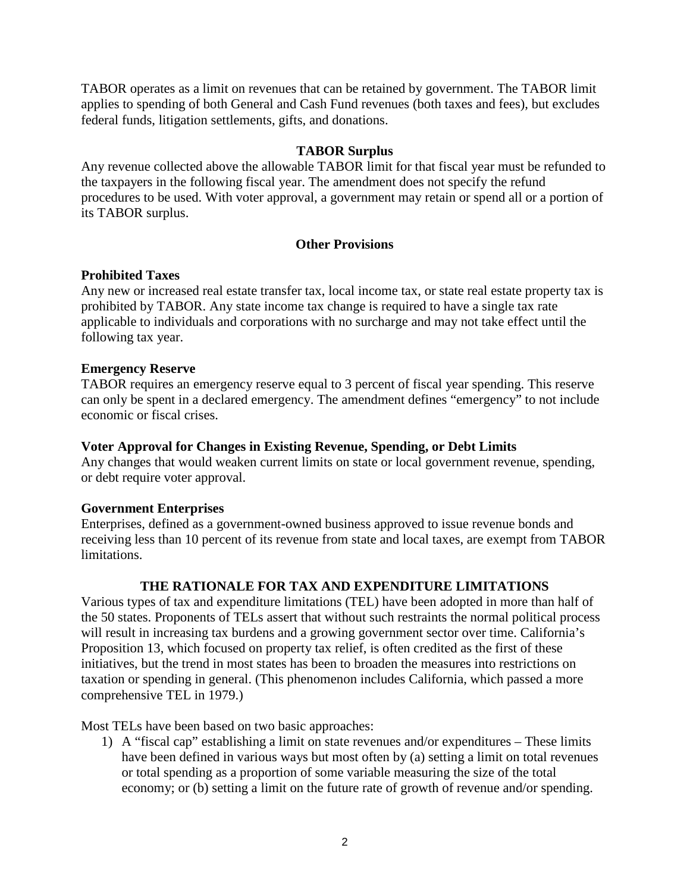TABOR operates as a limit on revenues that can be retained by government. The TABOR limit applies to spending of both General and Cash Fund revenues (both taxes and fees), but excludes federal funds, litigation settlements, gifts, and donations.

### TABOR Surplus

Any revenue collected above the allowable TABOR limit for that fiscal year must be refunded to the taxpayers in the following fiscal year. The amendment does not specify the refund procedures to be used. With voter approval, a government may retain or spend all or a portion of its TABOR surplus.

### Other Provisions

**Prohibited Taxes**
Any new or increased real estate transfer tax, local income tax, or state real estate property tax is prohibited by TABOR. Any state income tax change is required to have a single tax rate applicable to individuals and corporations with no surcharge and may not take effect until the following tax year.

**Emergency Reserve**
TABOR requires an emergency reserve equal to 3 percent of fiscal year spending. This reserve can only be spent in a declared emergency. The amendment defines "emergency" to not include economic or fiscal crises.

**Voter Approval for Changes in Existing Revenue, Spending, or Debt Limits**
Any changes that would weaken current limits on state or local government revenue, spending, or debt require voter approval.

**Government Enterprises**
Enterprises, defined as a government-owned business approved to issue revenue bonds and receiving less than 10 percent of its revenue from state and local taxes, are exempt from TABOR limitations.

## THE RATIONALE FOR TAX AND EXPENDITURE LIMITATIONS

Various types of tax and expenditure limitations (TEL) have been adopted in more than half of the 50 states. Proponents of TELs assert that without such restraints the normal political process will result in increasing tax burdens and a growing government sector over time. California's Proposition 13, which focused on property tax relief, is often credited as the first of these initiatives, but the trend in most states has been to broaden the measures into restrictions on taxation or spending in general. (This phenomenon includes California, which passed a more comprehensive TEL in 1979.)

Most TELs have been based on two basic approaches:

1) A "fiscal cap" establishing a limit on state revenues and/or expenditures – These limits have been defined in various ways but most often by (a) setting a limit on total revenues or total spending as a proportion of some variable measuring the size of the total economy; or (b) setting a limit on the future rate of growth of revenue and/or spending.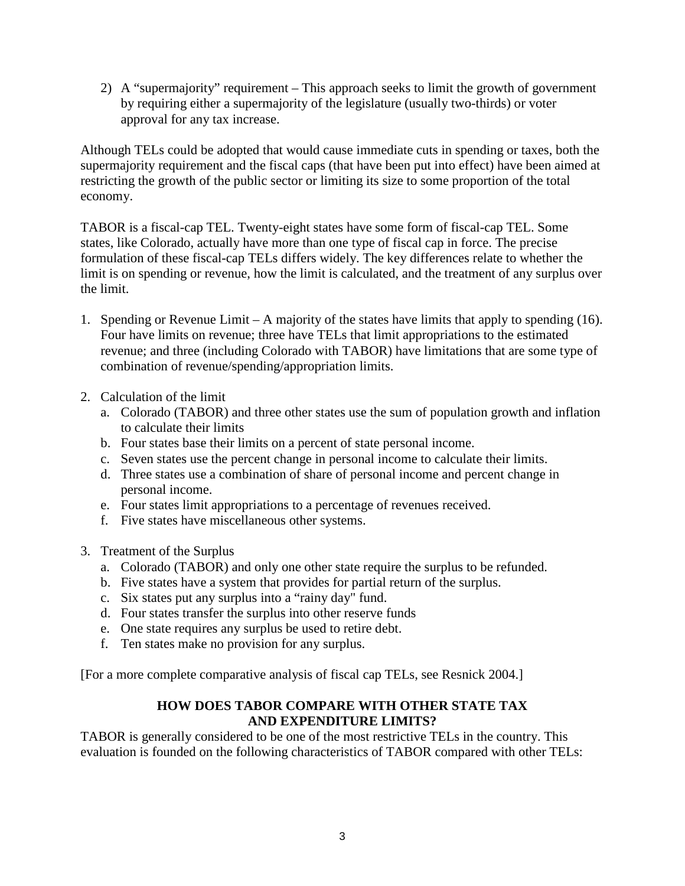2) A “supermajority” requirement – This approach seeks to limit the growth of government by requiring either a supermajority of the legislature (usually two-thirds) or voter approval for any tax increase.

Although TELs could be adopted that would cause immediate cuts in spending or taxes, both the supermajority requirement and the fiscal caps (that have been put into effect) have been aimed at restricting the growth of the public sector or limiting its size to some proportion of the total economy.

TABOR is a fiscal-cap TEL. Twenty-eight states have some form of fiscal-cap TEL. Some states, like Colorado, actually have more than one type of fiscal cap in force. The precise formulation of these fiscal-cap TELs differs widely. The key differences relate to whether the limit is on spending or revenue, how the limit is calculated, and the treatment of any surplus over the limit.

1. Spending or Revenue Limit – A majority of the states have limits that apply to spending (16). Four have limits on revenue; three have TELs that limit appropriations to the estimated revenue; and three (including Colorado with TABOR) have limitations that are some type of combination of revenue/spending/appropriation limits.

2. Calculation of the limit
   a. Colorado (TABOR) and three other states use the sum of population growth and inflation to calculate their limits
   b. Four states base their limits on a percent of state personal income.
   c. Seven states use the percent change in personal income to calculate their limits.
   d. Three states use a combination of share of personal income and percent change in personal income.
   e. Four states limit appropriations to a percentage of revenues received.
   f. Five states have miscellaneous other systems.

3. Treatment of the Surplus
   a. Colorado (TABOR) and only one other state require the surplus to be refunded.
   b. Five states have a system that provides for partial return of the surplus.
   c. Six states put any surplus into a “rainy day" fund.
   d. Four states transfer the surplus into other reserve funds
   e. One state requires any surplus be used to retire debt.
   f. Ten states make no provision for any surplus.

[For a more complete comparative analysis of fiscal cap TELs, see Resnick 2004.]

**HOW DOES TABOR COMPARE WITH OTHER STATE TAX AND EXPENDITURE LIMITS?**

TABOR is generally considered to be one of the most restrictive TELs in the country. This evaluation is founded on the following characteristics of TABOR compared with other TELs: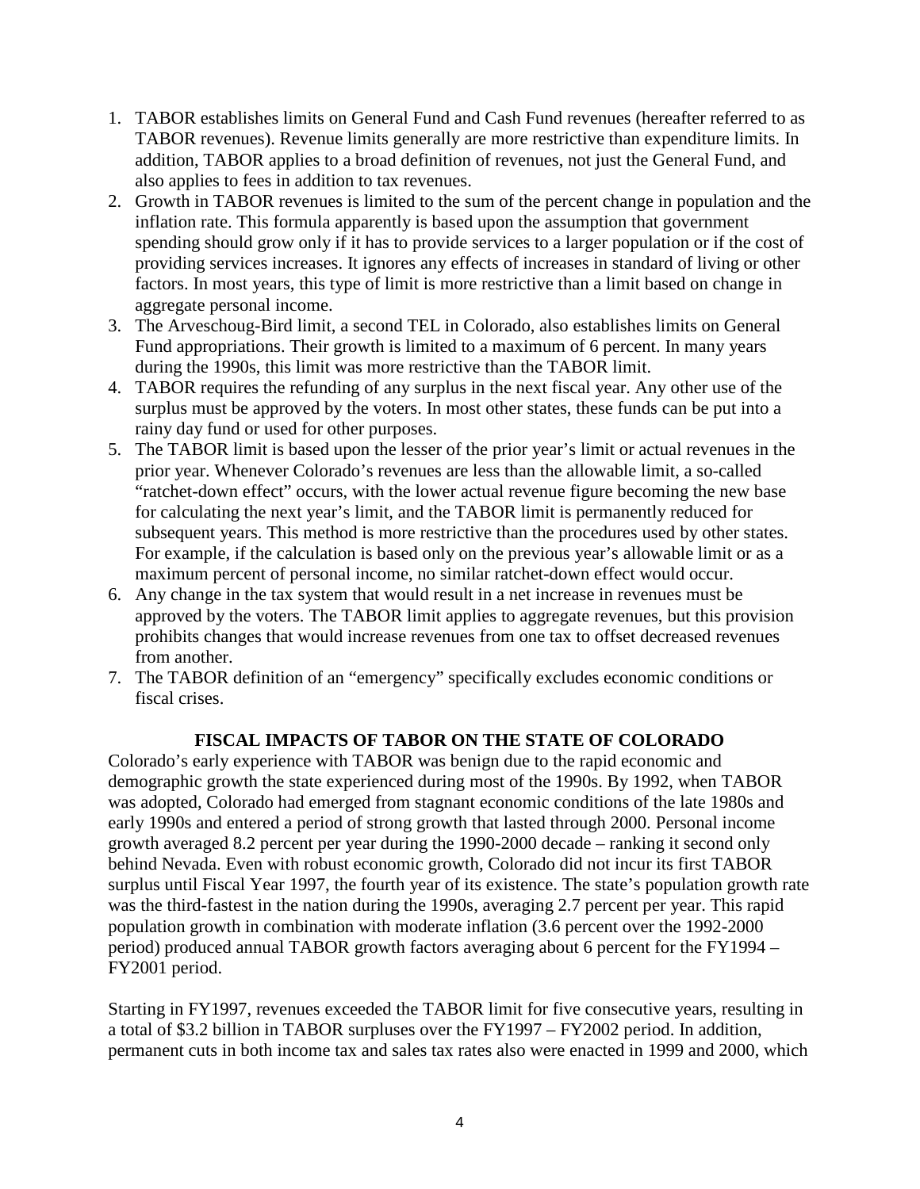1. TABOR establishes limits on General Fund and Cash Fund revenues (hereafter referred to as TABOR revenues). Revenue limits generally are more restrictive than expenditure limits. In addition, TABOR applies to a broad definition of revenues, not just the General Fund, and also applies to fees in addition to tax revenues.
2. Growth in TABOR revenues is limited to the sum of the percent change in population and the inflation rate. This formula apparently is based upon the assumption that government spending should grow only if it has to provide services to a larger population or if the cost of providing services increases. It ignores any effects of increases in standard of living or other factors. In most years, this type of limit is more restrictive than a limit based on change in aggregate personal income.
3. The Arveschoug-Bird limit, a second TEL in Colorado, also establishes limits on General Fund appropriations. Their growth is limited to a maximum of 6 percent. In many years during the 1990s, this limit was more restrictive than the TABOR limit.
4. TABOR requires the refunding of any surplus in the next fiscal year. Any other use of the surplus must be approved by the voters. In most other states, these funds can be put into a rainy day fund or used for other purposes.
5. The TABOR limit is based upon the lesser of the prior year's limit or actual revenues in the prior year. Whenever Colorado's revenues are less than the allowable limit, a so-called "ratchet-down effect" occurs, with the lower actual revenue figure becoming the new base for calculating the next year's limit, and the TABOR limit is permanently reduced for subsequent years. This method is more restrictive than the procedures used by other states. For example, if the calculation is based only on the previous year's allowable limit or as a maximum percent of personal income, no similar ratchet-down effect would occur.
6. Any change in the tax system that would result in a net increase in revenues must be approved by the voters. The TABOR limit applies to aggregate revenues, but this provision prohibits changes that would increase revenues from one tax to offset decreased revenues from another.
7. The TABOR definition of an "emergency" specifically excludes economic conditions or fiscal crises.

## FISCAL IMPACTS OF TABOR ON THE STATE OF COLORADO

Colorado's early experience with TABOR was benign due to the rapid economic and demographic growth the state experienced during most of the 1990s. By 1992, when TABOR was adopted, Colorado had emerged from stagnant economic conditions of the late 1980s and early 1990s and entered a period of strong growth that lasted through 2000. Personal income growth averaged 8.2 percent per year during the 1990-2000 decade – ranking it second only behind Nevada. Even with robust economic growth, Colorado did not incur its first TABOR surplus until Fiscal Year 1997, the fourth year of its existence. The state's population growth rate was the third-fastest in the nation during the 1990s, averaging 2.7 percent per year. This rapid population growth in combination with moderate inflation (3.6 percent over the 1992-2000 period) produced annual TABOR growth factors averaging about 6 percent for the FY1994 – FY2001 period.

Starting in FY1997, revenues exceeded the TABOR limit for five consecutive years, resulting in a total of $3.2 billion in TABOR surpluses over the FY1997 – FY2002 period. In addition, permanent cuts in both income tax and sales tax rates also were enacted in 1999 and 2000, which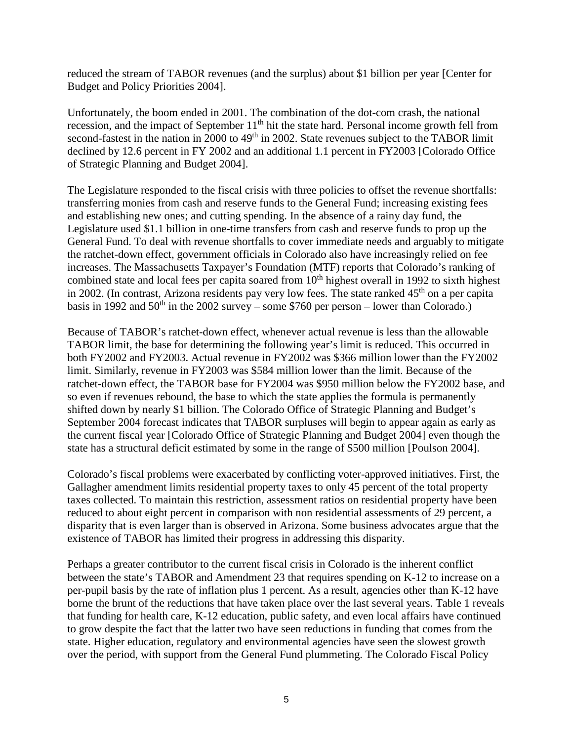reduced the stream of TABOR revenues (and the surplus) about $1 billion per year [Center for Budget and Policy Priorities 2004].

Unfortunately, the boom ended in 2001. The combination of the dot-com crash, the national recession, and the impact of September 11th hit the state hard. Personal income growth fell from second-fastest in the nation in 2000 to 49th in 2002. State revenues subject to the TABOR limit declined by 12.6 percent in FY 2002 and an additional 1.1 percent in FY2003 [Colorado Office of Strategic Planning and Budget 2004].

The Legislature responded to the fiscal crisis with three policies to offset the revenue shortfalls: transferring monies from cash and reserve funds to the General Fund; increasing existing fees and establishing new ones; and cutting spending. In the absence of a rainy day fund, the Legislature used $1.1 billion in one-time transfers from cash and reserve funds to prop up the General Fund. To deal with revenue shortfalls to cover immediate needs and arguably to mitigate the ratchet-down effect, government officials in Colorado also have increasingly relied on fee increases. The Massachusetts Taxpayer's Foundation (MTF) reports that Colorado's ranking of combined state and local fees per capita soared from 10th highest overall in 1992 to sixth highest in 2002. (In contrast, Arizona residents pay very low fees. The state ranked 45th on a per capita basis in 1992 and 50th in the 2002 survey – some $760 per person – lower than Colorado.)

Because of TABOR's ratchet-down effect, whenever actual revenue is less than the allowable TABOR limit, the base for determining the following year's limit is reduced. This occurred in both FY2002 and FY2003. Actual revenue in FY2002 was $366 million lower than the FY2002 limit. Similarly, revenue in FY2003 was $584 million lower than the limit. Because of the ratchet-down effect, the TABOR base for FY2004 was $950 million below the FY2002 base, and so even if revenues rebound, the base to which the state applies the formula is permanently shifted down by nearly $1 billion. The Colorado Office of Strategic Planning and Budget's September 2004 forecast indicates that TABOR surpluses will begin to appear again as early as the current fiscal year [Colorado Office of Strategic Planning and Budget 2004] even though the state has a structural deficit estimated by some in the range of $500 million [Poulson 2004].

Colorado's fiscal problems were exacerbated by conflicting voter-approved initiatives. First, the Gallagher amendment limits residential property taxes to only 45 percent of the total property taxes collected. To maintain this restriction, assessment ratios on residential property have been reduced to about eight percent in comparison with non residential assessments of 29 percent, a disparity that is even larger than is observed in Arizona. Some business advocates argue that the existence of TABOR has limited their progress in addressing this disparity.

Perhaps a greater contributor to the current fiscal crisis in Colorado is the inherent conflict between the state's TABOR and Amendment 23 that requires spending on K-12 to increase on a per-pupil basis by the rate of inflation plus 1 percent. As a result, agencies other than K-12 have borne the brunt of the reductions that have taken place over the last several years. Table 1 reveals that funding for health care, K-12 education, public safety, and even local affairs have continued to grow despite the fact that the latter two have seen reductions in funding that comes from the state. Higher education, regulatory and environmental agencies have seen the slowest growth over the period, with support from the General Fund plummeting. The Colorado Fiscal Policy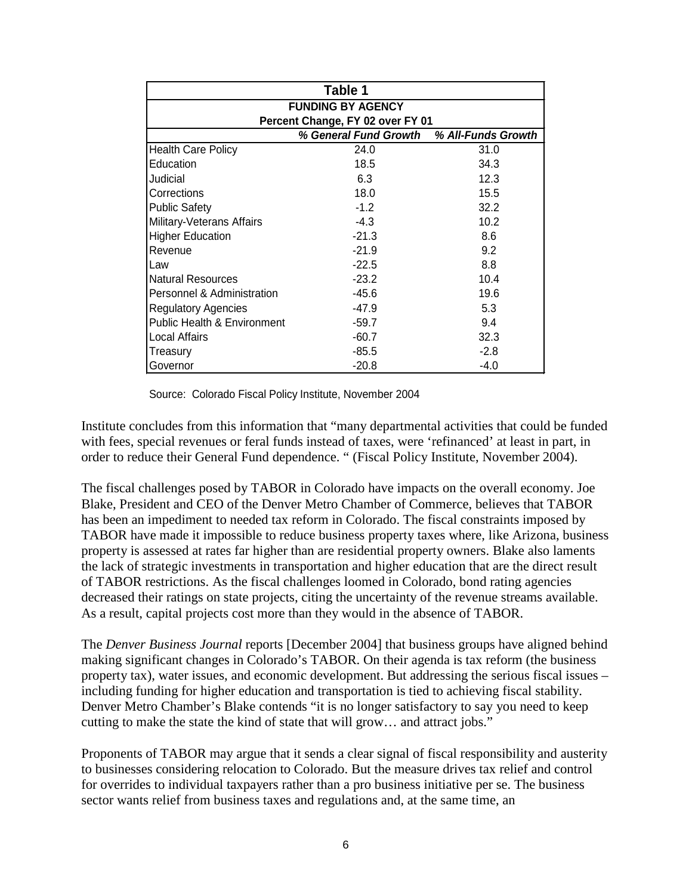| Table 1 | | |
|---|---|---|
| **FUNDING BY AGENCY** | | |
| **Percent Change, FY 02 over FY 01** | | |
| | ***% General Fund Growth*** | ***% All-Funds Growth*** |
| Health Care Policy | 24.0 | 31.0 |
| Education | 18.5 | 34.3 |
| Judicial | 6.3 | 12.3 |
| Corrections | 18.0 | 15.5 |
| Public Safety | -1.2 | 32.2 |
| Military-Veterans Affairs | -4.3 | 10.2 |
| Higher Education | -21.3 | 8.6 |
| Revenue | -21.9 | 9.2 |
| Law | -22.5 | 8.8 |
| Natural Resources | -23.2 | 10.4 |
| Personnel & Administration | -45.6 | 19.6 |
| Regulatory Agencies | -47.9 | 5.3 |
| Public Health & Environment | -59.7 | 9.4 |
| Local Affairs | -60.7 | 32.3 |
| Treasury | -85.5 | -2.8 |
| Governor | -20.8 | -4.0 |

Source: Colorado Fiscal Policy Institute, November 2004

Institute concludes from this information that "many departmental activities that could be funded with fees, special revenues or feral funds instead of taxes, were 'refinanced' at least in part, in order to reduce their General Fund dependence. " (Fiscal Policy Institute, November 2004).

The fiscal challenges posed by TABOR in Colorado have impacts on the overall economy. Joe Blake, President and CEO of the Denver Metro Chamber of Commerce, believes that TABOR has been an impediment to needed tax reform in Colorado. The fiscal constraints imposed by TABOR have made it impossible to reduce business property taxes where, like Arizona, business property is assessed at rates far higher than are residential property owners. Blake also laments the lack of strategic investments in transportation and higher education that are the direct result of TABOR restrictions. As the fiscal challenges loomed in Colorado, bond rating agencies decreased their ratings on state projects, citing the uncertainty of the revenue streams available. As a result, capital projects cost more than they would in the absence of TABOR.

The *Denver Business Journal* reports [December 2004] that business groups have aligned behind making significant changes in Colorado's TABOR. On their agenda is tax reform (the business property tax), water issues, and economic development. But addressing the serious fiscal issues – including funding for higher education and transportation is tied to achieving fiscal stability. Denver Metro Chamber's Blake contends "it is no longer satisfactory to say you need to keep cutting to make the state the kind of state that will grow… and attract jobs."

Proponents of TABOR may argue that it sends a clear signal of fiscal responsibility and austerity to businesses considering relocation to Colorado. But the measure drives tax relief and control for overrides to individual taxpayers rather than a pro business initiative per se. The business sector wants relief from business taxes and regulations and, at the same time, an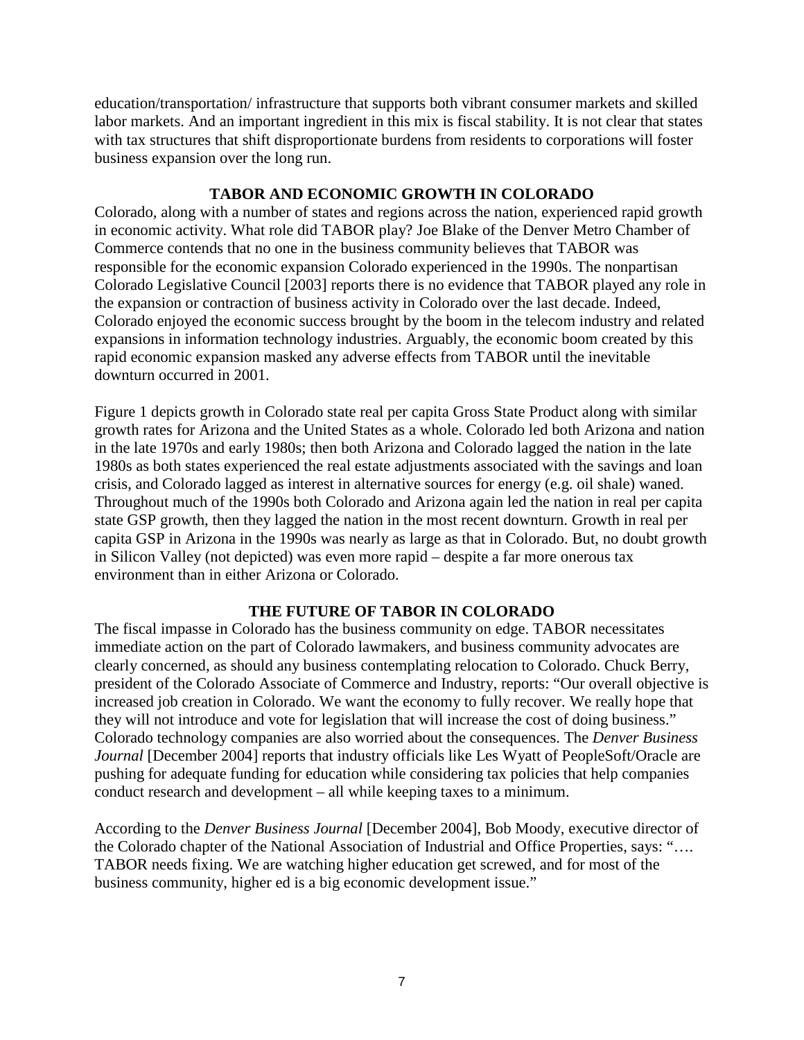education/transportation/ infrastructure that supports both vibrant consumer markets and skilled labor markets. And an important ingredient in this mix is fiscal stability. It is not clear that states with tax structures that shift disproportionate burdens from residents to corporations will foster business expansion over the long run.

## TABOR AND ECONOMIC GROWTH IN COLORADO

Colorado, along with a number of states and regions across the nation, experienced rapid growth in economic activity. What role did TABOR play? Joe Blake of the Denver Metro Chamber of Commerce contends that no one in the business community believes that TABOR was responsible for the economic expansion Colorado experienced in the 1990s. The nonpartisan Colorado Legislative Council [2003] reports there is no evidence that TABOR played any role in the expansion or contraction of business activity in Colorado over the last decade. Indeed, Colorado enjoyed the economic success brought by the boom in the telecom industry and related expansions in information technology industries. Arguably, the economic boom created by this rapid economic expansion masked any adverse effects from TABOR until the inevitable downturn occurred in 2001.

Figure 1 depicts growth in Colorado state real per capita Gross State Product along with similar growth rates for Arizona and the United States as a whole. Colorado led both Arizona and nation in the late 1970s and early 1980s; then both Arizona and Colorado lagged the nation in the late 1980s as both states experienced the real estate adjustments associated with the savings and loan crisis, and Colorado lagged as interest in alternative sources for energy (e.g. oil shale) waned. Throughout much of the 1990s both Colorado and Arizona again led the nation in real per capita state GSP growth, then they lagged the nation in the most recent downturn. Growth in real per capita GSP in Arizona in the 1990s was nearly as large as that in Colorado. But, no doubt growth in Silicon Valley (not depicted) was even more rapid – despite a far more onerous tax environment than in either Arizona or Colorado.

## THE FUTURE OF TABOR IN COLORADO

The fiscal impasse in Colorado has the business community on edge. TABOR necessitates immediate action on the part of Colorado lawmakers, and business community advocates are clearly concerned, as should any business contemplating relocation to Colorado. Chuck Berry, president of the Colorado Associate of Commerce and Industry, reports: "Our overall objective is increased job creation in Colorado. We want the economy to fully recover. We really hope that they will not introduce and vote for legislation that will increase the cost of doing business." Colorado technology companies are also worried about the consequences. The *Denver Business Journal* [December 2004] reports that industry officials like Les Wyatt of PeopleSoft/Oracle are pushing for adequate funding for education while considering tax policies that help companies conduct research and development – all while keeping taxes to a minimum.

According to the *Denver Business Journal* [December 2004], Bob Moody, executive director of the Colorado chapter of the National Association of Industrial and Office Properties, says: "…. TABOR needs fixing. We are watching higher education get screwed, and for most of the business community, higher ed is a big economic development issue."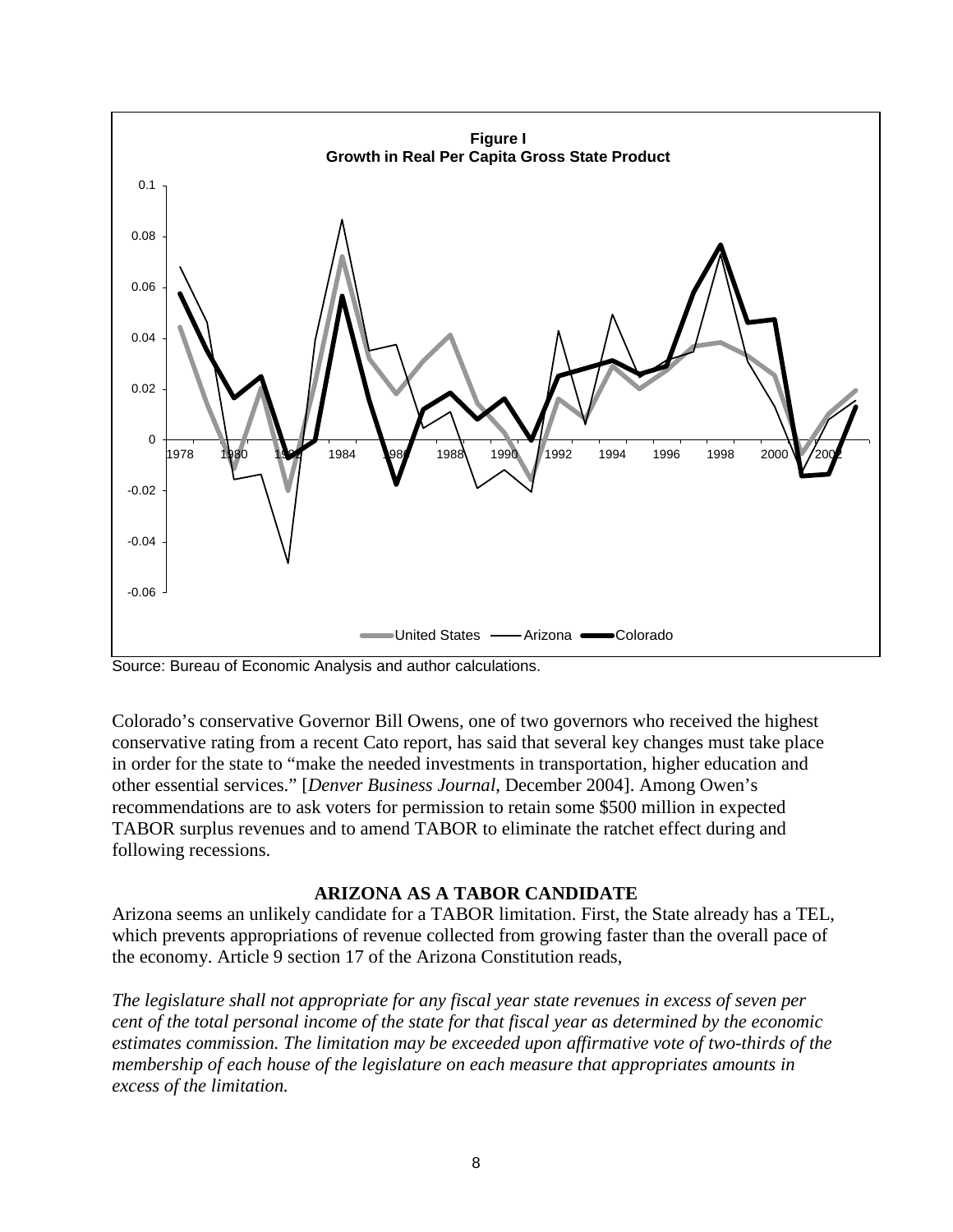**Figure I**
**Growth in Real Per Capita Gross State Product**

Source: Bureau of Economic Analysis and author calculations.

Colorado's conservative Governor Bill Owens, one of two governors who received the highest conservative rating from a recent Cato report, has said that several key changes must take place in order for the state to "make the needed investments in transportation, higher education and other essential services." [*Denver Business Journal*, December 2004]. Among Owen's recommendations are to ask voters for permission to retain some $500 million in expected TABOR surplus revenues and to amend TABOR to eliminate the ratchet effect during and following recessions.

## ARIZONA AS A TABOR CANDIDATE

Arizona seems an unlikely candidate for a TABOR limitation. First, the State already has a TEL, which prevents appropriations of revenue collected from growing faster than the overall pace of the economy. Article 9 section 17 of the Arizona Constitution reads,

*The legislature shall not appropriate for any fiscal year state revenues in excess of seven per cent of the total personal income of the state for that fiscal year as determined by the economic estimates commission. The limitation may be exceeded upon affirmative vote of two-thirds of the membership of each house of the legislature on each measure that appropriates amounts in excess of the limitation.*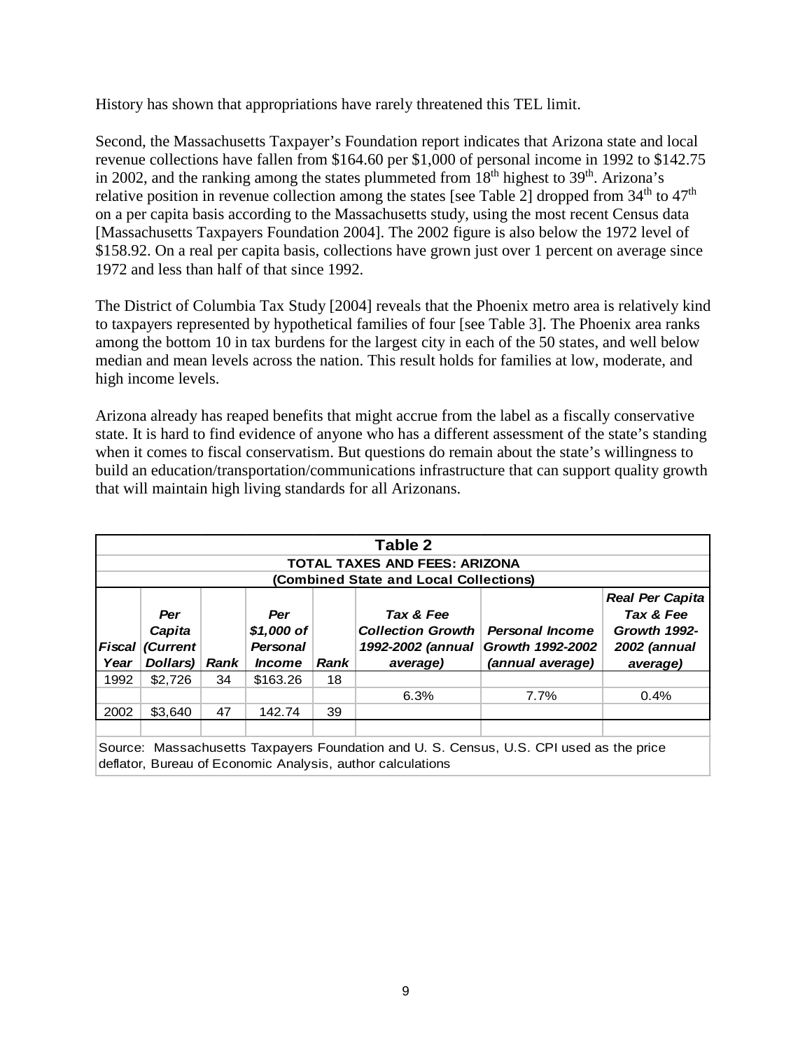History has shown that appropriations have rarely threatened this TEL limit.

Second, the Massachusetts Taxpayer's Foundation report indicates that Arizona state and local revenue collections have fallen from $164.60 per $1,000 of personal income in 1992 to $142.75 in 2002, and the ranking among the states plummeted from 18th highest to 39th. Arizona's relative position in revenue collection among the states [see Table 2] dropped from 34th to 47th on a per capita basis according to the Massachusetts study, using the most recent Census data [Massachusetts Taxpayers Foundation 2004]. The 2002 figure is also below the 1972 level of $158.92. On a real per capita basis, collections have grown just over 1 percent on average since 1972 and less than half of that since 1992.

The District of Columbia Tax Study [2004] reveals that the Phoenix metro area is relatively kind to taxpayers represented by hypothetical families of four [see Table 3]. The Phoenix area ranks among the bottom 10 in tax burdens for the largest city in each of the 50 states, and well below median and mean levels across the nation. This result holds for families at low, moderate, and high income levels.

Arizona already has reaped benefits that might accrue from the label as a fiscally conservative state. It is hard to find evidence of anyone who has a different assessment of the state's standing when it comes to fiscal conservatism. But questions do remain about the state's willingness to build an education/transportation/communications infrastructure that can support quality growth that will maintain high living standards for all Arizonans.

**Table 2**
**TOTAL TAXES AND FEES: ARIZONA**
**(Combined State and Local Collections)**

| *Fiscal Year* | *Per Capita (Current Dollars)* | *Rank* | *Per $1,000 of Personal Income* | *Rank* | *Tax & Fee Collection Growth 1992-2002 (annual average)* | *Personal Income Growth 1992-2002 (annual average)* | *Real Per Capita Tax & Fee Growth 1992-2002 (annual average)* |
|---|---|---|---|---|---|---|---|
| 1992 | $2,726 | 34 | $163.26 | 18 | | | |
| | | | | | 6.3% | 7.7% | 0.4% |
| 2002 | $3,640 | 47 | 142.74 | 39 | | | |

Source: Massachusetts Taxpayers Foundation and U. S. Census, U.S. CPI used as the price deflator, Bureau of Economic Analysis, author calculations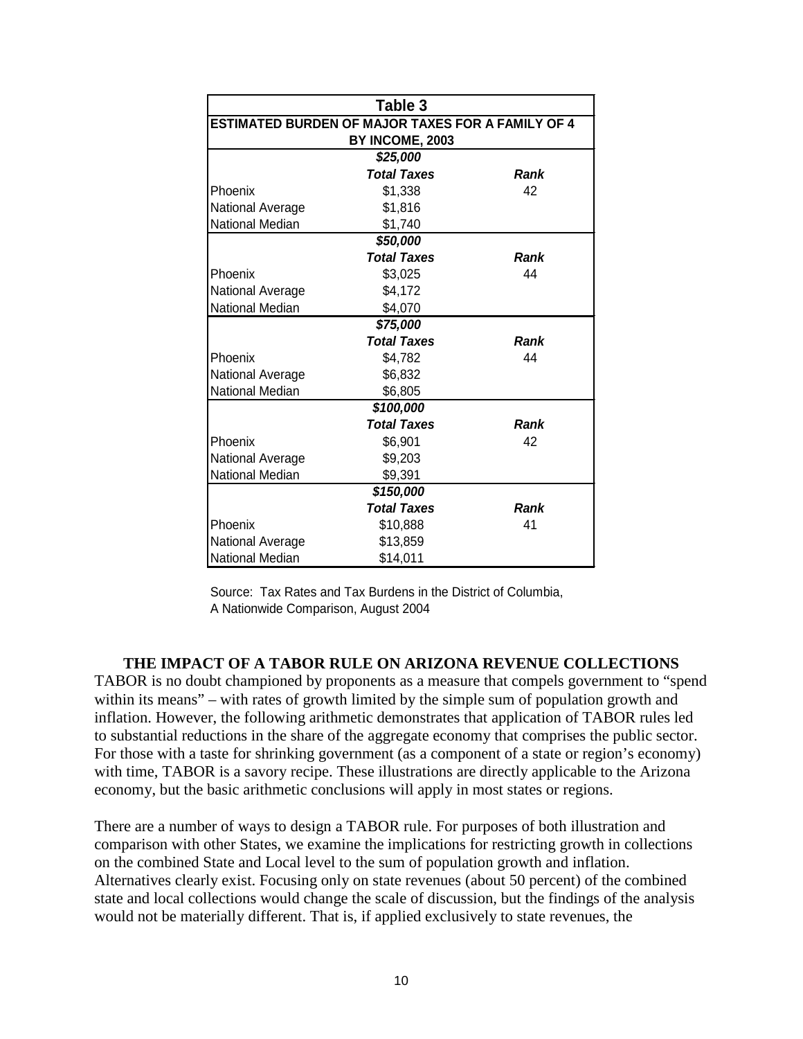| Table 3 | | |
|---|---|---|
| **ESTIMATED BURDEN OF MAJOR TAXES FOR A FAMILY OF 4 BY INCOME, 2003** | | |
| | ***$25,000*** | |
| | ***Total Taxes*** | ***Rank*** |
| Phoenix | $1,338 | 42 |
| National Average | $1,816 | |
| National Median | $1,740 | |
| | ***$50,000*** | |
| | ***Total Taxes*** | ***Rank*** |
| Phoenix | $3,025 | 44 |
| National Average | $4,172 | |
| National Median | $4,070 | |
| | ***$75,000*** | |
| | ***Total Taxes*** | ***Rank*** |
| Phoenix | $4,782 | 44 |
| National Average | $6,832 | |
| National Median | $6,805 | |
| | ***$100,000*** | |
| | ***Total Taxes*** | ***Rank*** |
| Phoenix | $6,901 | 42 |
| National Average | $9,203 | |
| National Median | $9,391 | |
| | ***$150,000*** | |
| | ***Total Taxes*** | ***Rank*** |
| Phoenix | $10,888 | 41 |
| National Average | $13,859 | |
| National Median | $14,011 | |

Source: Tax Rates and Tax Burdens in the District of Columbia, A Nationwide Comparison, August 2004

## THE IMPACT OF A TABOR RULE ON ARIZONA REVENUE COLLECTIONS

TABOR is no doubt championed by proponents as a measure that compels government to "spend within its means" – with rates of growth limited by the simple sum of population growth and inflation. However, the following arithmetic demonstrates that application of TABOR rules led to substantial reductions in the share of the aggregate economy that comprises the public sector. For those with a taste for shrinking government (as a component of a state or region's economy) with time, TABOR is a savory recipe. These illustrations are directly applicable to the Arizona economy, but the basic arithmetic conclusions will apply in most states or regions.

There are a number of ways to design a TABOR rule. For purposes of both illustration and comparison with other States, we examine the implications for restricting growth in collections on the combined State and Local level to the sum of population growth and inflation. Alternatives clearly exist. Focusing only on state revenues (about 50 percent) of the combined state and local collections would change the scale of discussion, but the findings of the analysis would not be materially different. That is, if applied exclusively to state revenues, the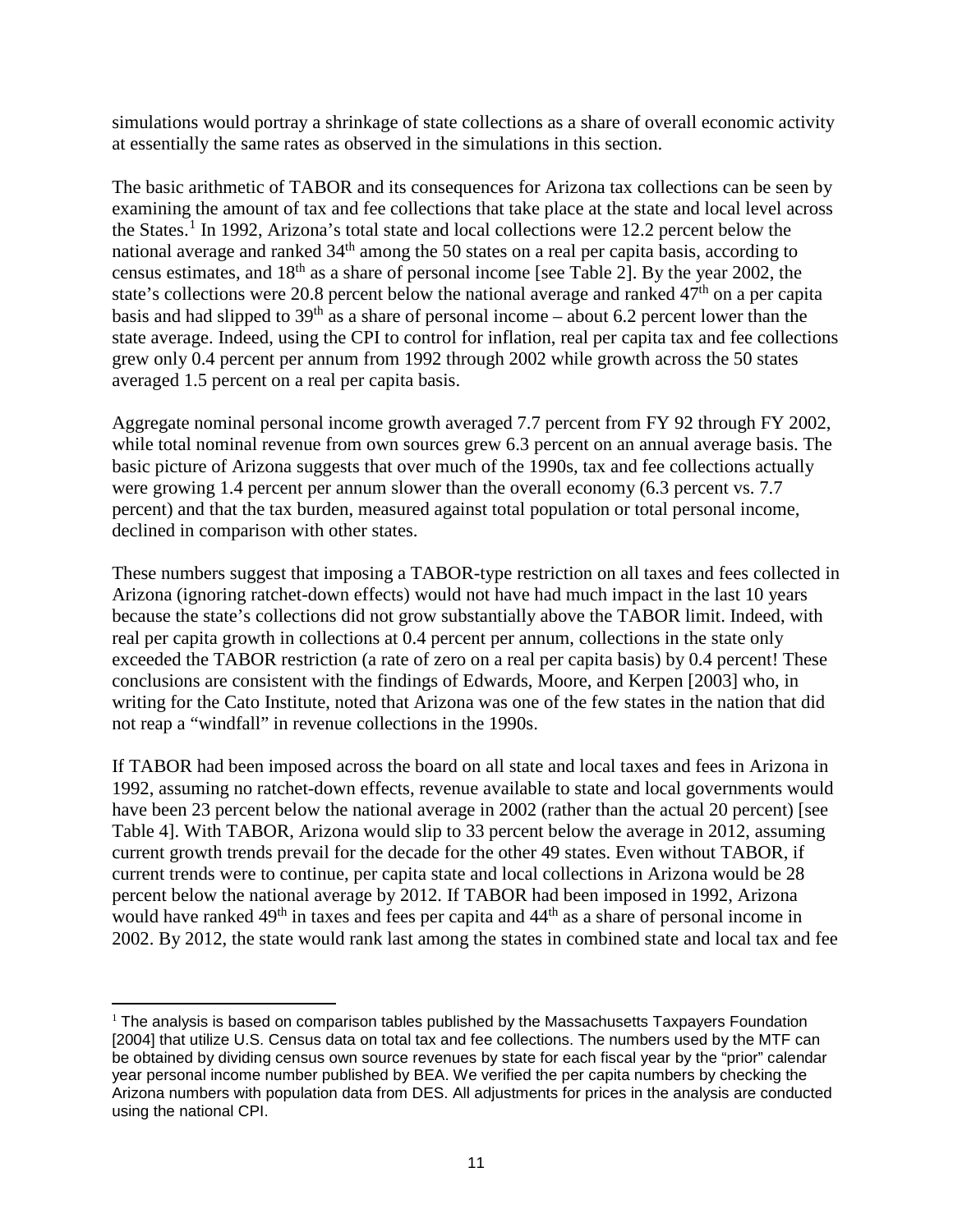simulations would portray a shrinkage of state collections as a share of overall economic activity at essentially the same rates as observed in the simulations in this section.

The basic arithmetic of TABOR and its consequences for Arizona tax collections can be seen by examining the amount of tax and fee collections that take place at the state and local level across the States.[1] In 1992, Arizona's total state and local collections were 12.2 percent below the national average and ranked 34th among the 50 states on a real per capita basis, according to census estimates, and 18th as a share of personal income [see Table 2]. By the year 2002, the state's collections were 20.8 percent below the national average and ranked 47th on a per capita basis and had slipped to 39th as a share of personal income – about 6.2 percent lower than the state average. Indeed, using the CPI to control for inflation, real per capita tax and fee collections grew only 0.4 percent per annum from 1992 through 2002 while growth across the 50 states averaged 1.5 percent on a real per capita basis.

Aggregate nominal personal income growth averaged 7.7 percent from FY 92 through FY 2002, while total nominal revenue from own sources grew 6.3 percent on an annual average basis. The basic picture of Arizona suggests that over much of the 1990s, tax and fee collections actually were growing 1.4 percent per annum slower than the overall economy (6.3 percent vs. 7.7 percent) and that the tax burden, measured against total population or total personal income, declined in comparison with other states.

These numbers suggest that imposing a TABOR-type restriction on all taxes and fees collected in Arizona (ignoring ratchet-down effects) would not have had much impact in the last 10 years because the state's collections did not grow substantially above the TABOR limit. Indeed, with real per capita growth in collections at 0.4 percent per annum, collections in the state only exceeded the TABOR restriction (a rate of zero on a real per capita basis) by 0.4 percent! These conclusions are consistent with the findings of Edwards, Moore, and Kerpen [2003] who, in writing for the Cato Institute, noted that Arizona was one of the few states in the nation that did not reap a "windfall" in revenue collections in the 1990s.

If TABOR had been imposed across the board on all state and local taxes and fees in Arizona in 1992, assuming no ratchet-down effects, revenue available to state and local governments would have been 23 percent below the national average in 2002 (rather than the actual 20 percent) [see Table 4]. With TABOR, Arizona would slip to 33 percent below the average in 2012, assuming current growth trends prevail for the decade for the other 49 states. Even without TABOR, if current trends were to continue, per capita state and local collections in Arizona would be 28 percent below the national average by 2012. If TABOR had been imposed in 1992, Arizona would have ranked 49th in taxes and fees per capita and 44th as a share of personal income in 2002. By 2012, the state would rank last among the states in combined state and local tax and fee

[1] The analysis is based on comparison tables published by the Massachusetts Taxpayers Foundation [2004] that utilize U.S. Census data on total tax and fee collections. The numbers used by the MTF can be obtained by dividing census own source revenues by state for each fiscal year by the "prior" calendar year personal income number published by BEA. We verified the per capita numbers by checking the Arizona numbers with population data from DES. All adjustments for prices in the analysis are conducted using the national CPI.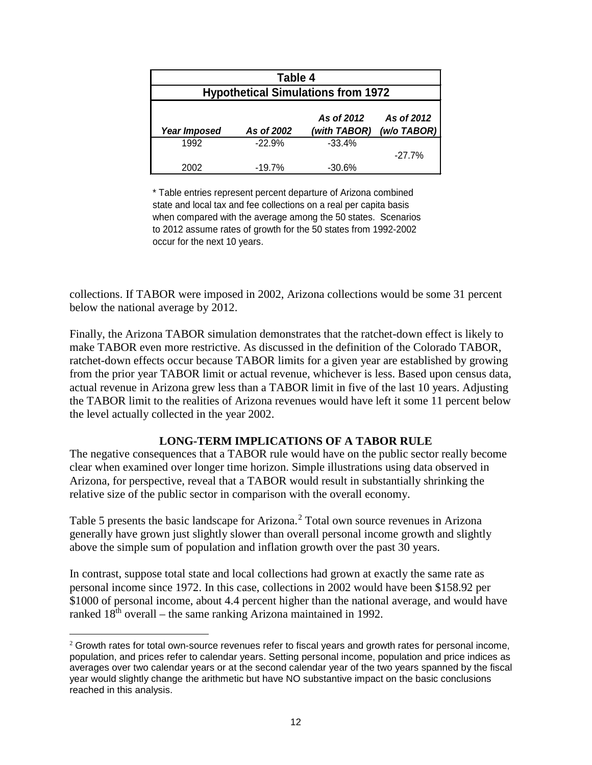| Table 4 | | | |
|---|---|---|---|
| **Hypothetical Simulations from 1972** | | | |
| ***Year Imposed*** | ***As of 2002*** | ***As of 2012 (with TABOR)*** | ***As of 2012 (w/o TABOR)*** |
| 1992 | -22.9% | -33.4% | |
| | | | -27.7% |
| 2002 | -19.7% | -30.6% | |

\* Table entries represent percent departure of Arizona combined state and local tax and fee collections on a real per capita basis when compared with the average among the 50 states. Scenarios to 2012 assume rates of growth for the 50 states from 1992-2002 occur for the next 10 years.

collections. If TABOR were imposed in 2002, Arizona collections would be some 31 percent below the national average by 2012.

Finally, the Arizona TABOR simulation demonstrates that the ratchet-down effect is likely to make TABOR even more restrictive. As discussed in the definition of the Colorado TABOR, ratchet-down effects occur because TABOR limits for a given year are established by growing from the prior year TABOR limit or actual revenue, whichever is less. Based upon census data, actual revenue in Arizona grew less than a TABOR limit in five of the last 10 years. Adjusting the TABOR limit to the realities of Arizona revenues would have left it some 11 percent below the level actually collected in the year 2002.

## LONG-TERM IMPLICATIONS OF A TABOR RULE

The negative consequences that a TABOR rule would have on the public sector really become clear when examined over longer time horizon. Simple illustrations using data observed in Arizona, for perspective, reveal that a TABOR would result in substantially shrinking the relative size of the public sector in comparison with the overall economy.

Table 5 presents the basic landscape for Arizona.[2] Total own source revenues in Arizona generally have grown just slightly slower than overall personal income growth and slightly above the simple sum of population and inflation growth over the past 30 years.

In contrast, suppose total state and local collections had grown at exactly the same rate as personal income since 1972. In this case, collections in 2002 would have been $158.92 per $1000 of personal income, about 4.4 percent higher than the national average, and would have ranked 18th overall – the same ranking Arizona maintained in 1992.

[2] Growth rates for total own-source revenues refer to fiscal years and growth rates for personal income, population, and prices refer to calendar years. Setting personal income, population and price indices as averages over two calendar years or at the second calendar year of the two years spanned by the fiscal year would slightly change the arithmetic but have NO substantive impact on the basic conclusions reached in this analysis.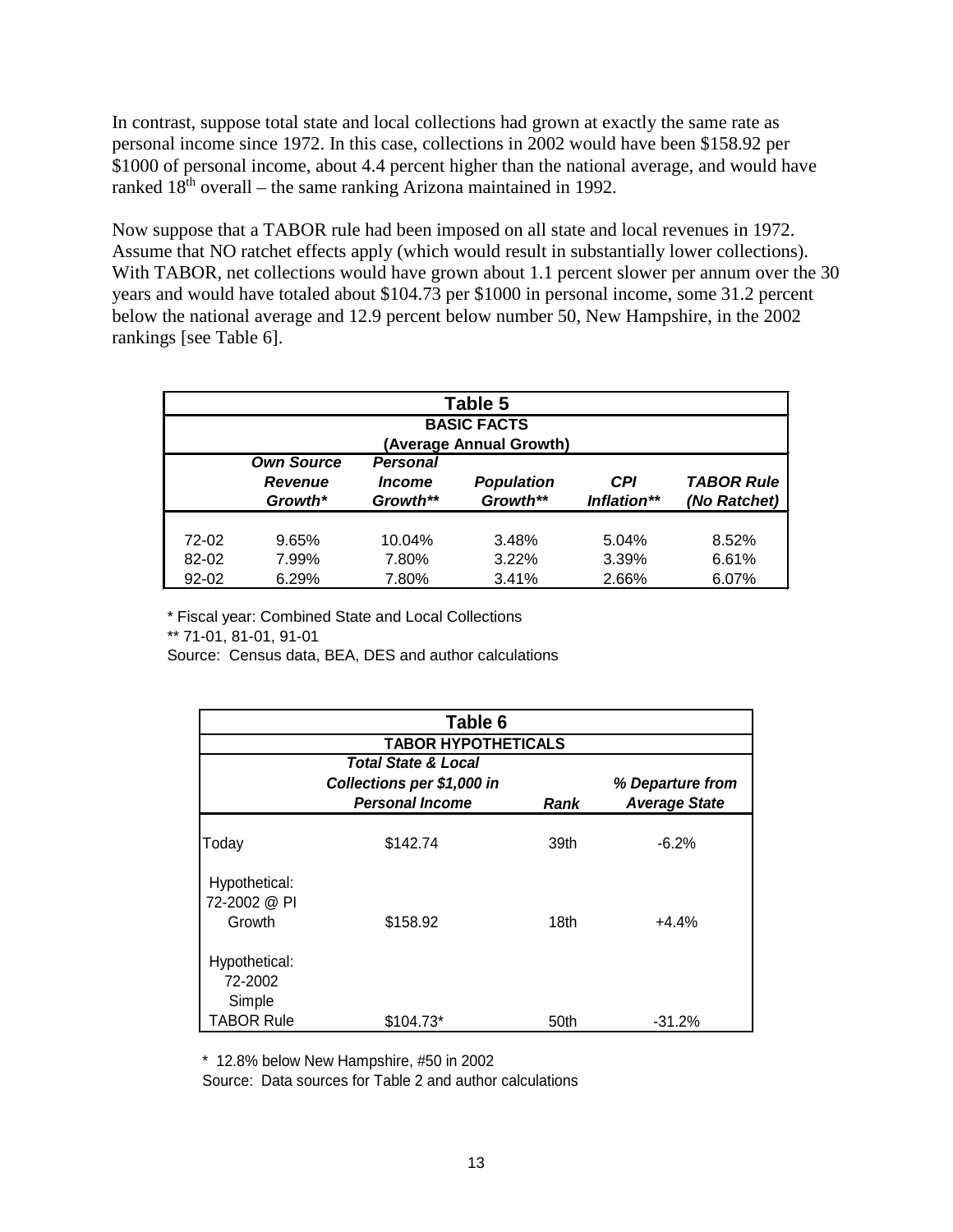In contrast, suppose total state and local collections had grown at exactly the same rate as personal income since 1972. In this case, collections in 2002 would have been $158.92 per $1000 of personal income, about 4.4 percent higher than the national average, and would have ranked 18th overall – the same ranking Arizona maintained in 1992.

Now suppose that a TABOR rule had been imposed on all state and local revenues in 1972. Assume that NO ratchet effects apply (which would result in substantially lower collections). With TABOR, net collections would have grown about 1.1 percent slower per annum over the 30 years and would have totaled about $104.73 per $1000 in personal income, some 31.2 percent below the national average and 12.9 percent below number 50, New Hampshire, in the 2002 rankings [see Table 6].

**Table 5**
**BASIC FACTS**
**(Average Annual Growth)**

| | *Own Source Revenue Growth** | *Personal Income Growth*** | *Population Growth*** | *CPI Inflation*** | *TABOR Rule (No Ratchet)* |
|---|---|---|---|---|---|
| 72-02 | 9.65% | 10.04% | 3.48% | 5.04% | 8.52% |
| 82-02 | 7.99% | 7.80% | 3.22% | 3.39% | 6.61% |
| 92-02 | 6.29% | 7.80% | 3.41% | 2.66% | 6.07% |

* Fiscal year: Combined State and Local Collections
** 71-01, 81-01, 91-01
Source: Census data, BEA, DES and author calculations

**Table 6**
**TABOR HYPOTHETICALS**

| | *Total State & Local Collections per $1,000 in Personal Income* | *Rank* | *% Departure from Average State* |
|---|---|---|---|
| Today | $142.74 | 39th | -6.2% |
| Hypothetical: 72-2002 @ PI Growth | $158.92 | 18th | +4.4% |
| Hypothetical: 72-2002 Simple TABOR Rule | $104.73* | 50th | -31.2% |

* 12.8% below New Hampshire, #50 in 2002
Source: Data sources for Table 2 and author calculations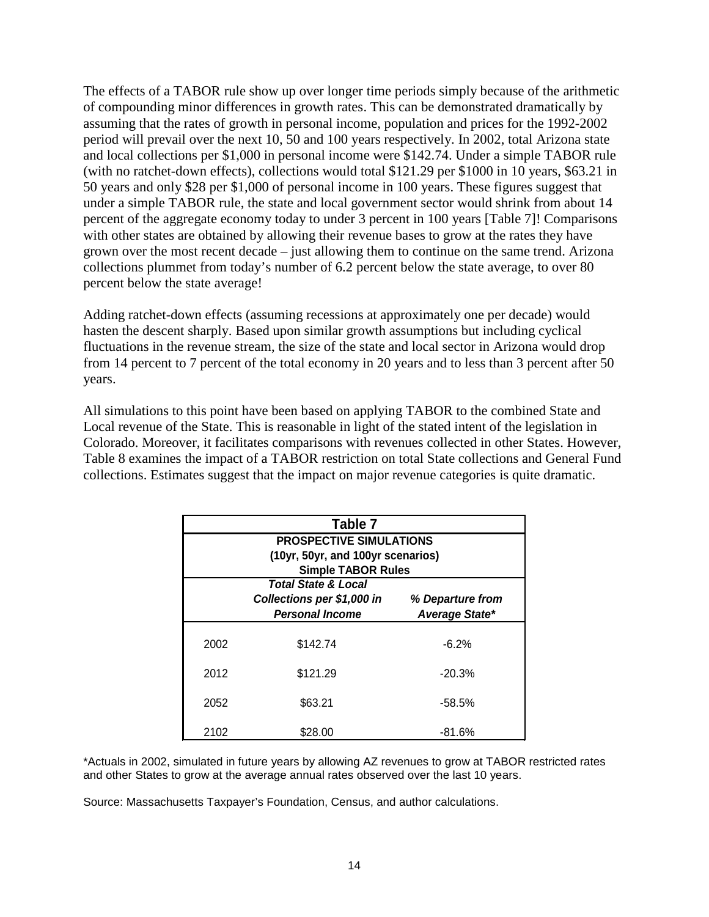The effects of a TABOR rule show up over longer time periods simply because of the arithmetic of compounding minor differences in growth rates. This can be demonstrated dramatically by assuming that the rates of growth in personal income, population and prices for the 1992-2002 period will prevail over the next 10, 50 and 100 years respectively. In 2002, total Arizona state and local collections per $1,000 in personal income were $142.74. Under a simple TABOR rule (with no ratchet-down effects), collections would total $121.29 per $1000 in 10 years, $63.21 in 50 years and only $28 per $1,000 of personal income in 100 years. These figures suggest that under a simple TABOR rule, the state and local government sector would shrink from about 14 percent of the aggregate economy today to under 3 percent in 100 years [Table 7]! Comparisons with other states are obtained by allowing their revenue bases to grow at the rates they have grown over the most recent decade – just allowing them to continue on the same trend. Arizona collections plummet from today's number of 6.2 percent below the state average, to over 80 percent below the state average!

Adding ratchet-down effects (assuming recessions at approximately one per decade) would hasten the descent sharply. Based upon similar growth assumptions but including cyclical fluctuations in the revenue stream, the size of the state and local sector in Arizona would drop from 14 percent to 7 percent of the total economy in 20 years and to less than 3 percent after 50 years.

All simulations to this point have been based on applying TABOR to the combined State and Local revenue of the State. This is reasonable in light of the stated intent of the legislation in Colorado. Moreover, it facilitates comparisons with revenues collected in other States. However, Table 8 examines the impact of a TABOR restriction on total State collections and General Fund collections. Estimates suggest that the impact on major revenue categories is quite dramatic.

**Table 7**
**PROSPECTIVE SIMULATIONS**
**(10yr, 50yr, and 100yr scenarios)**
**Simple TABOR Rules**

| | ***Total State & Local Collections per $1,000 in Personal Income*** | ***% Departure from Average State**** |
|---|---|---|
| 2002 | $142.74 | -6.2% |
| 2012 | $121.29 | -20.3% |
| 2052 | $63.21 | -58.5% |
| 2102 | $28.00 | -81.6% |

*Actuals in 2002, simulated in future years by allowing AZ revenues to grow at TABOR restricted rates and other States to grow at the average annual rates observed over the last 10 years.

Source: Massachusetts Taxpayer's Foundation, Census, and author calculations.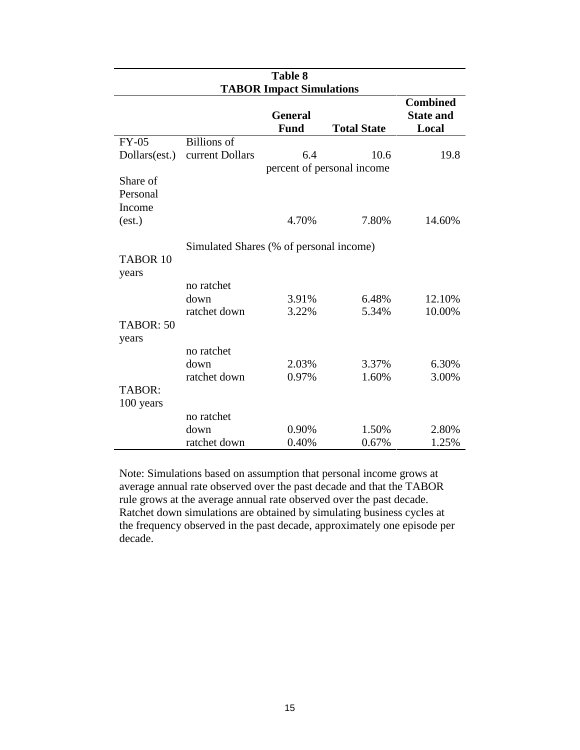**Table 8**
**TABOR Impact Simulations**

| | | General Fund | Total State | Combined State and Local |
|---|---|---|---|---|
| FY-05 Dollars(est.) | Billions of current Dollars | 6.4 | 10.6 | 19.8 |
| | | percent of personal income | | |
| Share of Personal Income (est.) | | 4.70% | 7.80% | 14.60% |
| | Simulated Shares (% of personal income) | | | |
| TABOR 10 years | | | | |
| | no ratchet down | 3.91% | 6.48% | 12.10% |
| | ratchet down | 3.22% | 5.34% | 10.00% |
| TABOR: 50 years | | | | |
| | no ratchet down | 2.03% | 3.37% | 6.30% |
| | ratchet down | 0.97% | 1.60% | 3.00% |
| TABOR: 100 years | | | | |
| | no ratchet down | 0.90% | 1.50% | 2.80% |
| | ratchet down | 0.40% | 0.67% | 1.25% |

Note: Simulations based on assumption that personal income grows at average annual rate observed over the past decade and that the TABOR rule grows at the average annual rate observed over the past decade. Ratchet down simulations are obtained by simulating business cycles at the frequency observed in the past decade, approximately one episode per decade.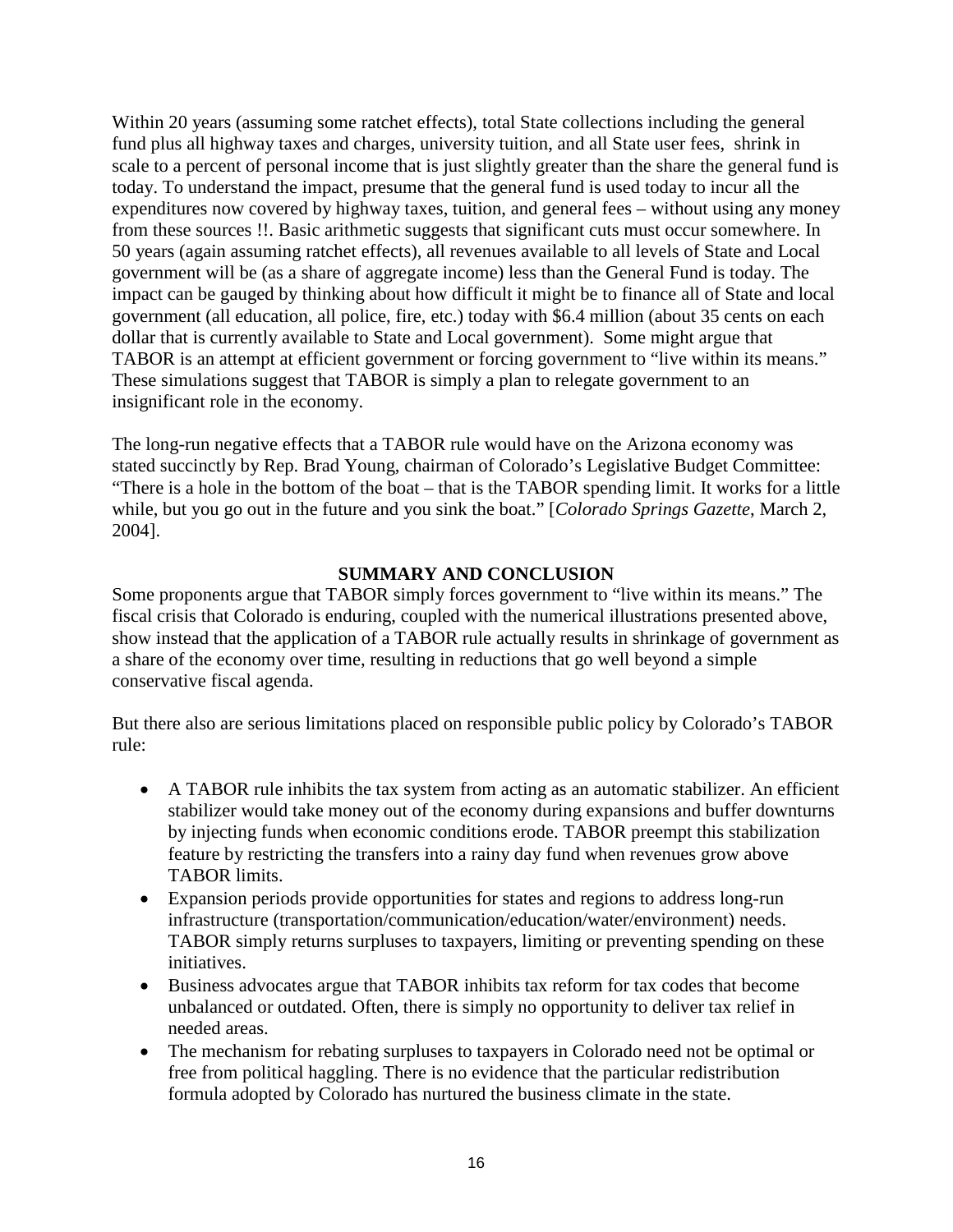Within 20 years (assuming some ratchet effects), total State collections including the general fund plus all highway taxes and charges, university tuition, and all State user fees, shrink in scale to a percent of personal income that is just slightly greater than the share the general fund is today. To understand the impact, presume that the general fund is used today to incur all the expenditures now covered by highway taxes, tuition, and general fees – without using any money from these sources !!. Basic arithmetic suggests that significant cuts must occur somewhere. In 50 years (again assuming ratchet effects), all revenues available to all levels of State and Local government will be (as a share of aggregate income) less than the General Fund is today. The impact can be gauged by thinking about how difficult it might be to finance all of State and local government (all education, all police, fire, etc.) today with \$6.4 million (about 35 cents on each dollar that is currently available to State and Local government). Some might argue that TABOR is an attempt at efficient government or forcing government to "live within its means." These simulations suggest that TABOR is simply a plan to relegate government to an insignificant role in the economy.

The long-run negative effects that a TABOR rule would have on the Arizona economy was stated succinctly by Rep. Brad Young, chairman of Colorado's Legislative Budget Committee: "There is a hole in the bottom of the boat – that is the TABOR spending limit. It works for a little while, but you go out in the future and you sink the boat." [*Colorado Springs Gazette*, March 2, 2004].

## SUMMARY AND CONCLUSION

Some proponents argue that TABOR simply forces government to "live within its means." The fiscal crisis that Colorado is enduring, coupled with the numerical illustrations presented above, show instead that the application of a TABOR rule actually results in shrinkage of government as a share of the economy over time, resulting in reductions that go well beyond a simple conservative fiscal agenda.

But there also are serious limitations placed on responsible public policy by Colorado's TABOR rule:

- A TABOR rule inhibits the tax system from acting as an automatic stabilizer. An efficient stabilizer would take money out of the economy during expansions and buffer downturns by injecting funds when economic conditions erode. TABOR preempt this stabilization feature by restricting the transfers into a rainy day fund when revenues grow above TABOR limits.
- Expansion periods provide opportunities for states and regions to address long-run infrastructure (transportation/communication/education/water/environment) needs. TABOR simply returns surpluses to taxpayers, limiting or preventing spending on these initiatives.
- Business advocates argue that TABOR inhibits tax reform for tax codes that become unbalanced or outdated. Often, there is simply no opportunity to deliver tax relief in needed areas.
- The mechanism for rebating surpluses to taxpayers in Colorado need not be optimal or free from political haggling. There is no evidence that the particular redistribution formula adopted by Colorado has nurtured the business climate in the state.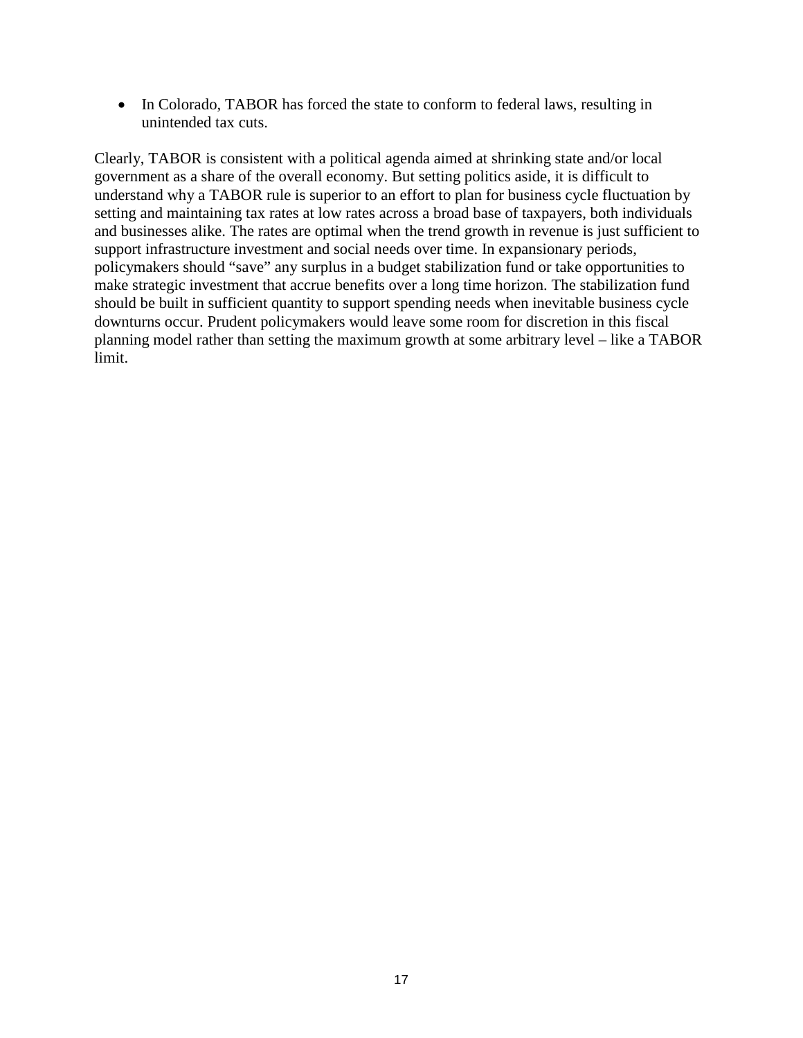- In Colorado, TABOR has forced the state to conform to federal laws, resulting in unintended tax cuts.

Clearly, TABOR is consistent with a political agenda aimed at shrinking state and/or local government as a share of the overall economy. But setting politics aside, it is difficult to understand why a TABOR rule is superior to an effort to plan for business cycle fluctuation by setting and maintaining tax rates at low rates across a broad base of taxpayers, both individuals and businesses alike. The rates are optimal when the trend growth in revenue is just sufficient to support infrastructure investment and social needs over time. In expansionary periods, policymakers should "save" any surplus in a budget stabilization fund or take opportunities to make strategic investment that accrue benefits over a long time horizon. The stabilization fund should be built in sufficient quantity to support spending needs when inevitable business cycle downturns occur. Prudent policymakers would leave some room for discretion in this fiscal planning model rather than setting the maximum growth at some arbitrary level – like a TABOR limit.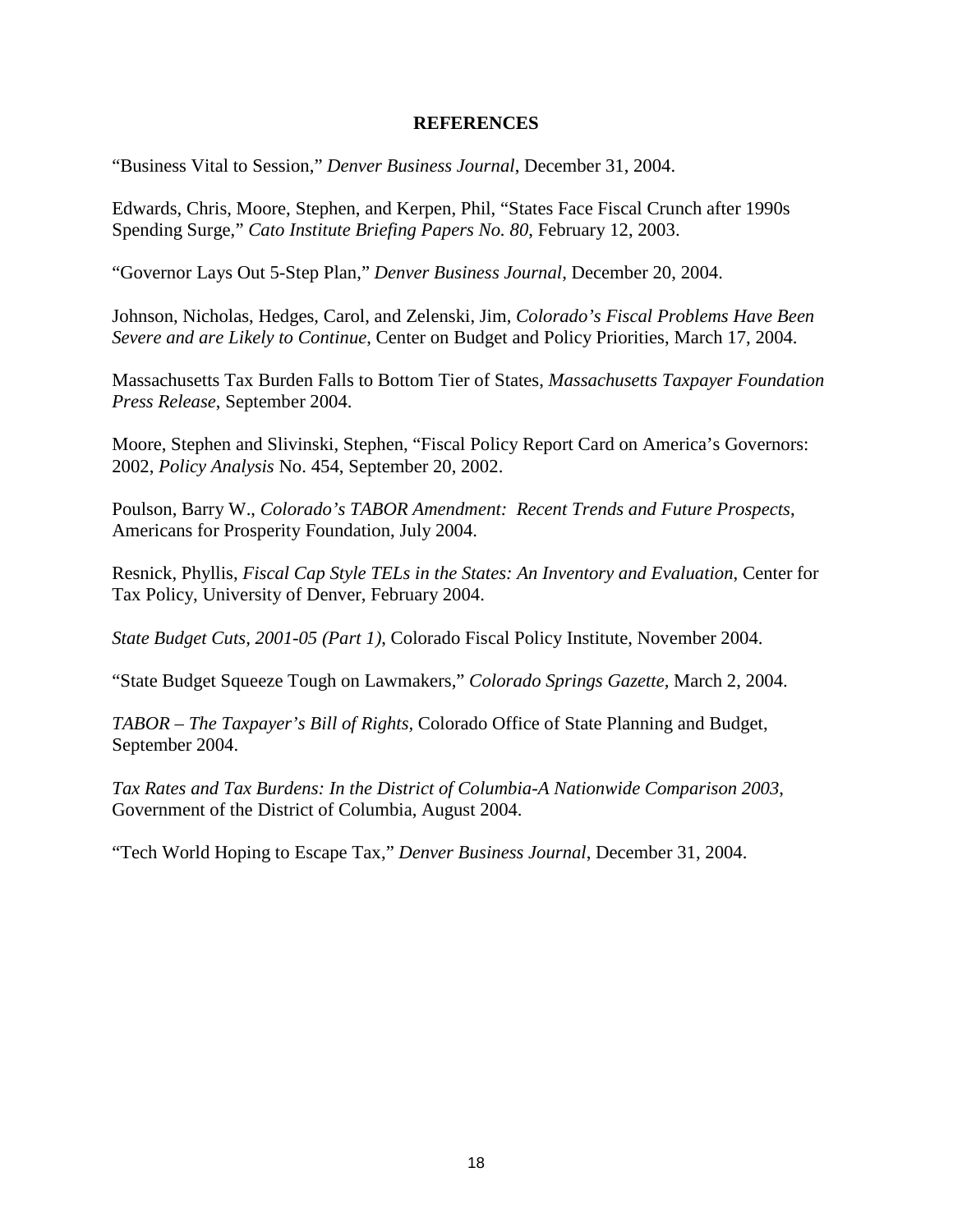## REFERENCES

"Business Vital to Session," *Denver Business Journal*, December 31, 2004.

Edwards, Chris, Moore, Stephen, and Kerpen, Phil, "States Face Fiscal Crunch after 1990s Spending Surge," *Cato Institute Briefing Papers No. 80*, February 12, 2003.

"Governor Lays Out 5-Step Plan," *Denver Business Journal*, December 20, 2004.

Johnson, Nicholas, Hedges, Carol, and Zelenski, Jim, *Colorado's Fiscal Problems Have Been Severe and are Likely to Continue*, Center on Budget and Policy Priorities, March 17, 2004.

Massachusetts Tax Burden Falls to Bottom Tier of States, *Massachusetts Taxpayer Foundation Press Release*, September 2004.

Moore, Stephen and Slivinski, Stephen, "Fiscal Policy Report Card on America's Governors: 2002, *Policy Analysis* No. 454, September 20, 2002.

Poulson, Barry W., *Colorado's TABOR Amendment: Recent Trends and Future Prospects*, Americans for Prosperity Foundation, July 2004.

Resnick, Phyllis, *Fiscal Cap Style TELs in the States: An Inventory and Evaluation*, Center for Tax Policy, University of Denver, February 2004.

*State Budget Cuts, 2001-05 (Part 1)*, Colorado Fiscal Policy Institute, November 2004.

"State Budget Squeeze Tough on Lawmakers," *Colorado Springs Gazette*, March 2, 2004.

*TABOR – The Taxpayer's Bill of Rights*, Colorado Office of State Planning and Budget, September 2004.

*Tax Rates and Tax Burdens: In the District of Columbia-A Nationwide Comparison 2003*, Government of the District of Columbia, August 2004.

"Tech World Hoping to Escape Tax," *Denver Business Journal*, December 31, 2004.